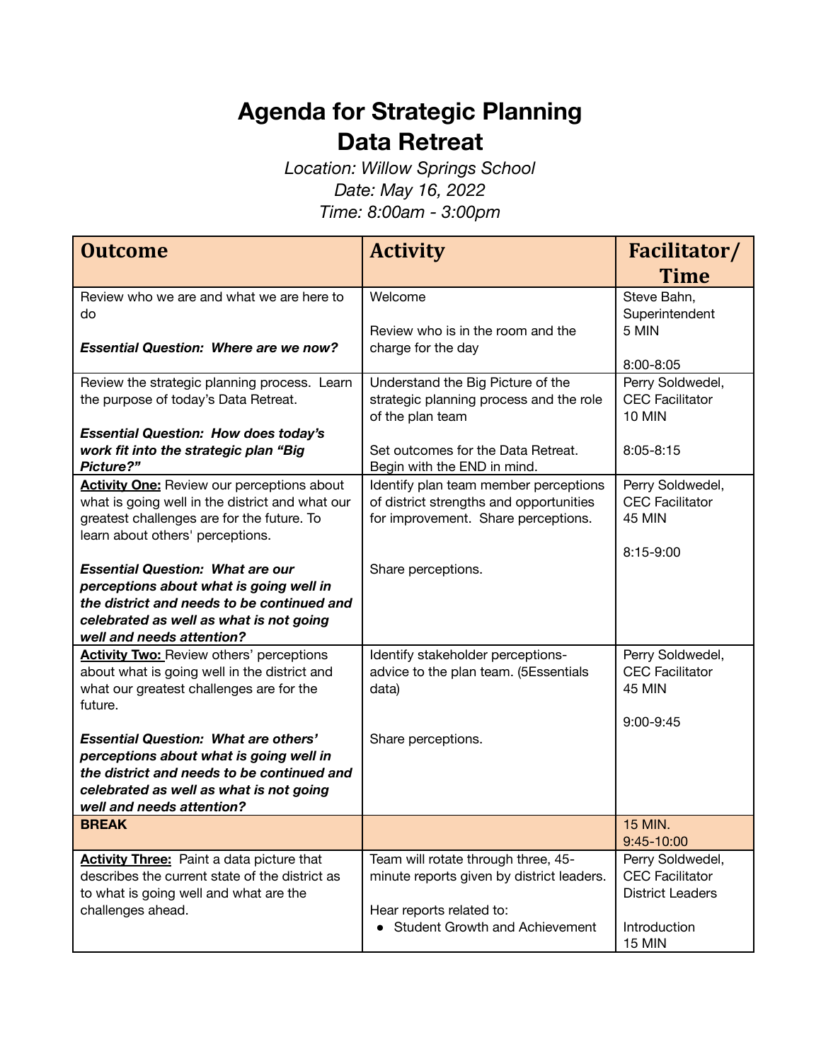# Agenda for Strategic Planning Data Retreat

*Location: Willow Springs School*
*Date: May 16, 2022*
*Time: 8:00am - 3:00pm*

| Outcome | Activity | Facilitator/ Time |
|---|---|---|
| Review who we are and what we are here to do<br><br>***Essential Question: Where are we now?*** | Welcome<br><br>Review who is in the room and the charge for the day | Steve Bahn, Superintendent<br>5 MIN<br><br>8:00-8:05 |
| Review the strategic planning process. Learn the purpose of today's Data Retreat.<br><br>***Essential Question: How does today's work fit into the strategic plan "Big Picture?"*** | Understand the Big Picture of the strategic planning process and the role of the plan team<br><br>Set outcomes for the Data Retreat. Begin with the END in mind. | Perry Soldwedel, CEC Facilitator<br>10 MIN<br><br>8:05-8:15 |
| **Activity One:** Review our perceptions about what is going well in the district and what our greatest challenges are for the future. To learn about others' perceptions.<br><br>***Essential Question: What are our perceptions about what is going well in the district and needs to be continued and celebrated as well as what is not going well and needs attention?*** | Identify plan team member perceptions of district strengths and opportunities for improvement. Share perceptions.<br><br>Share perceptions. | Perry Soldwedel, CEC Facilitator<br>45 MIN<br><br>8:15-9:00 |
| **Activity Two:** Review others' perceptions about what is going well in the district and what our greatest challenges are for the future.<br><br>***Essential Question: What are others' perceptions about what is going well in the district and needs to be continued and celebrated as well as what is not going well and needs attention?*** | Identify stakeholder perceptions- advice to the plan team. (5Essentials data)<br><br>Share perceptions. | Perry Soldwedel, CEC Facilitator<br>45 MIN<br><br>9:00-9:45 |
| **BREAK** | | 15 MIN.<br>9:45-10:00 |
| **Activity Three:** Paint a data picture that describes the current state of the district as to what is going well and what are the challenges ahead. | Team will rotate through three, 45-minute reports given by district leaders.<br><br>Hear reports related to:<br>• Student Growth and Achievement | Perry Soldwedel, CEC Facilitator<br>District Leaders<br><br>Introduction<br>15 MIN |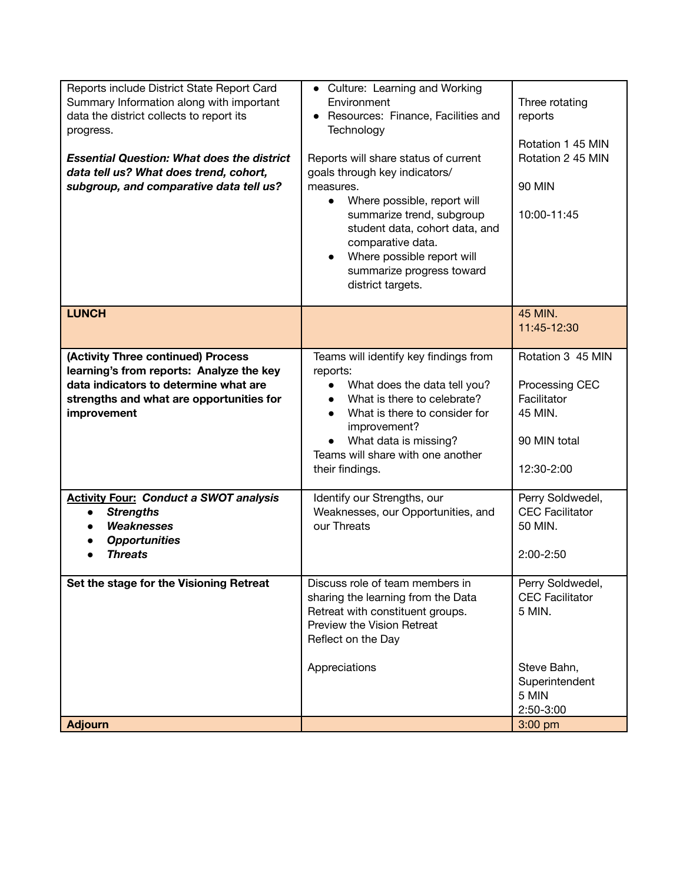| | | |
|---|---|---|
| Reports include District State Report Card Summary Information along with important data the district collects to report its progress.<br><br>***Essential Question: What does the district data tell us? What does trend, cohort, subgroup, and comparative data tell us?*** | • Culture: Learning and Working Environment<br>• Resources: Finance, Facilities and Technology<br><br>Reports will share status of current goals through key indicators/ measures.<br>• Where possible, report will summarize trend, subgroup student data, cohort data, and comparative data.<br>• Where possible report will summarize progress toward district targets. | Three rotating reports<br><br>Rotation 1 45 MIN<br>Rotation 2 45 MIN<br><br>90 MIN<br><br>10:00-11:45 |
| **LUNCH** | | 45 MIN.<br>11:45-12:30 |
| **(Activity Three continued) Process learning's from reports: Analyze the key data indicators to determine what are strengths and what are opportunities for improvement** | Teams will identify key findings from reports:<br>• What does the data tell you?<br>• What is there to celebrate?<br>• What is there to consider for improvement?<br>• What data is missing?<br>Teams will share with one another their findings. | Rotation 3 45 MIN<br><br>Processing CEC Facilitator<br>45 MIN.<br><br>90 MIN total<br><br>12:30-2:00 |
| <u>**Activity Four:**</u> ***Conduct a SWOT analysis***<br>• ***Strengths***<br>• ***Weaknesses***<br>• ***Opportunities***<br>• ***Threats*** | Identify our Strengths, our Weaknesses, our Opportunities, and our Threats | Perry Soldwedel, CEC Facilitator<br>50 MIN.<br><br>2:00-2:50 |
| **Set the stage for the Visioning Retreat** | Discuss role of team members in sharing the learning from the Data Retreat with constituent groups.<br>Preview the Vision Retreat<br>Reflect on the Day<br><br>Appreciations | Perry Soldwedel, CEC Facilitator<br>5 MIN.<br><br>Steve Bahn, Superintendent<br>5 MIN<br>2:50-3:00 |
| **Adjourn** | | 3:00 pm |